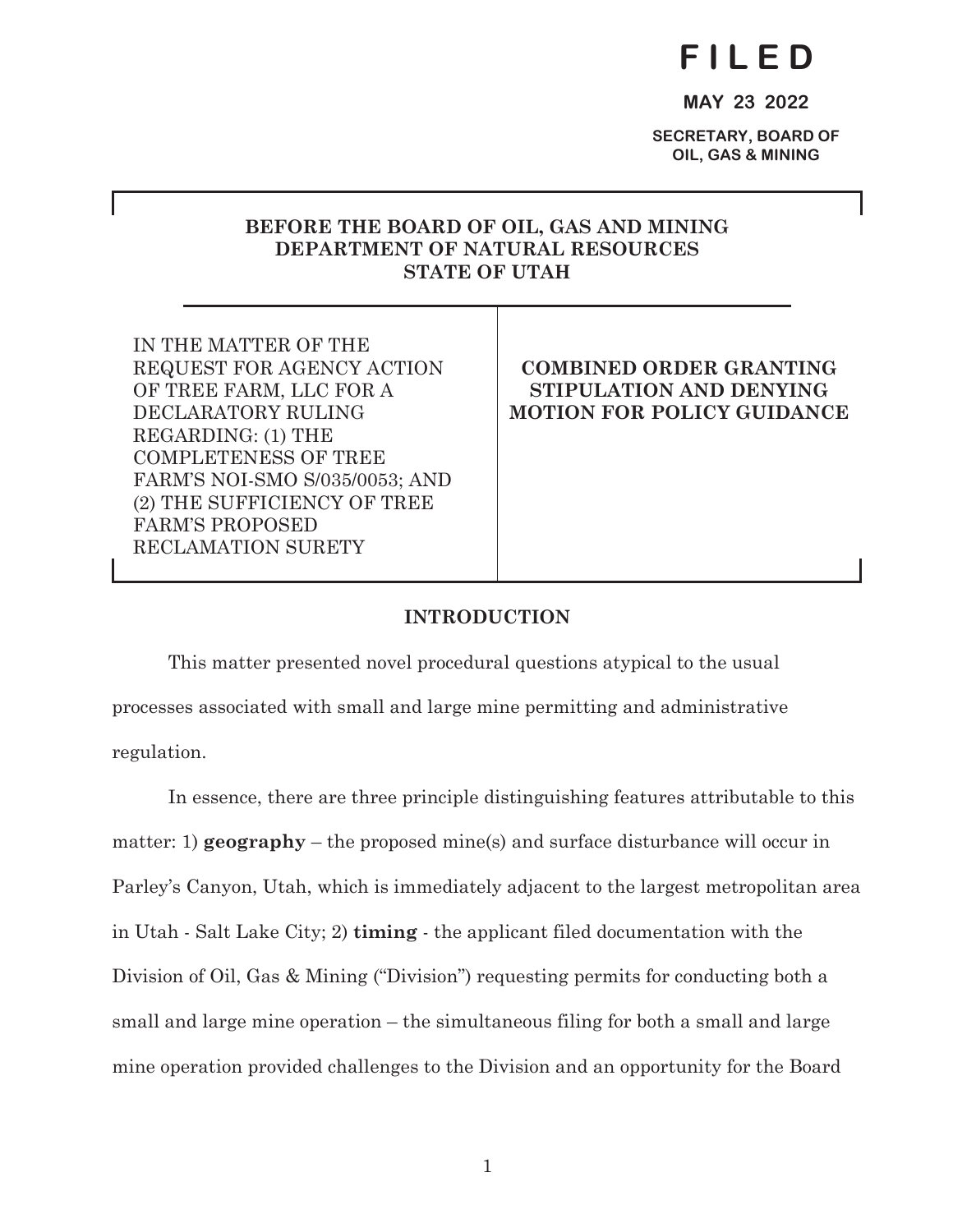**FILED**

**MAY 23 2022**

**SECRETARY, BOARD OF OIL, GAS & MINING**

**BEFORE THE BOARD OF OIL, GAS AND MINING**
**DEPARTMENT OF NATURAL RESOURCES**
**STATE OF UTAH**

| IN THE MATTER OF THE REQUEST FOR AGENCY ACTION OF TREE FARM, LLC FOR A DECLARATORY RULING REGARDING: (1) THE COMPLETENESS OF TREE FARM'S NOI-SMO S/035/0053; AND (2) THE SUFFICIENCY OF TREE FARM'S PROPOSED RECLAMATION SURETY | **COMBINED ORDER GRANTING STIPULATION AND DENYING MOTION FOR POLICY GUIDANCE** |
|---|---|

## INTRODUCTION

This matter presented novel procedural questions atypical to the usual processes associated with small and large mine permitting and administrative regulation.

In essence, there are three principle distinguishing features attributable to this matter: 1) **geography** – the proposed mine(s) and surface disturbance will occur in Parley's Canyon, Utah, which is immediately adjacent to the largest metropolitan area in Utah - Salt Lake City; 2) **timing** - the applicant filed documentation with the Division of Oil, Gas & Mining ("Division") requesting permits for conducting both a small and large mine operation – the simultaneous filing for both a small and large mine operation provided challenges to the Division and an opportunity for the Board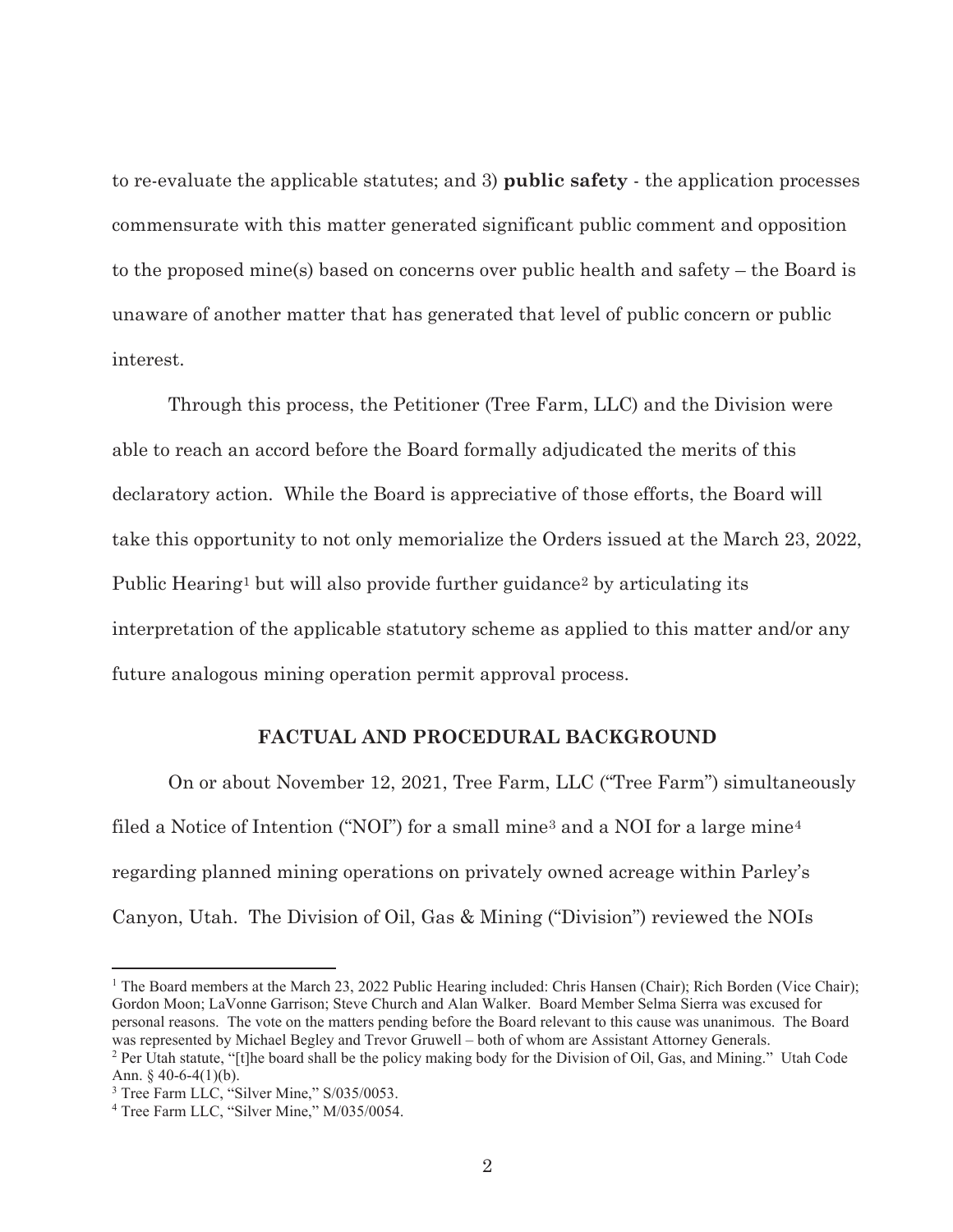to re-evaluate the applicable statutes; and 3) **public safety** - the application processes commensurate with this matter generated significant public comment and opposition to the proposed mine(s) based on concerns over public health and safety – the Board is unaware of another matter that has generated that level of public concern or public interest.

Through this process, the Petitioner (Tree Farm, LLC) and the Division were able to reach an accord before the Board formally adjudicated the merits of this declaratory action. While the Board is appreciative of those efforts, the Board will take this opportunity to not only memorialize the Orders issued at the March 23, 2022, Public Hearing[1] but will also provide further guidance[2] by articulating its interpretation of the applicable statutory scheme as applied to this matter and/or any future analogous mining operation permit approval process.

## FACTUAL AND PROCEDURAL BACKGROUND

On or about November 12, 2021, Tree Farm, LLC ("Tree Farm") simultaneously filed a Notice of Intention ("NOI") for a small mine[3] and a NOI for a large mine[4] regarding planned mining operations on privately owned acreage within Parley's Canyon, Utah. The Division of Oil, Gas & Mining ("Division") reviewed the NOIs

---

[1] The Board members at the March 23, 2022 Public Hearing included: Chris Hansen (Chair); Rich Borden (Vice Chair); Gordon Moon; LaVonne Garrison; Steve Church and Alan Walker. Board Member Selma Sierra was excused for personal reasons. The vote on the matters pending before the Board relevant to this cause was unanimous. The Board was represented by Michael Begley and Trevor Gruwell – both of whom are Assistant Attorney Generals.

[2] Per Utah statute, "[t]he board shall be the policy making body for the Division of Oil, Gas, and Mining." Utah Code Ann. § 40-6-4(1)(b).

[3] Tree Farm LLC, "Silver Mine," S/035/0053.

[4] Tree Farm LLC, "Silver Mine," M/035/0054.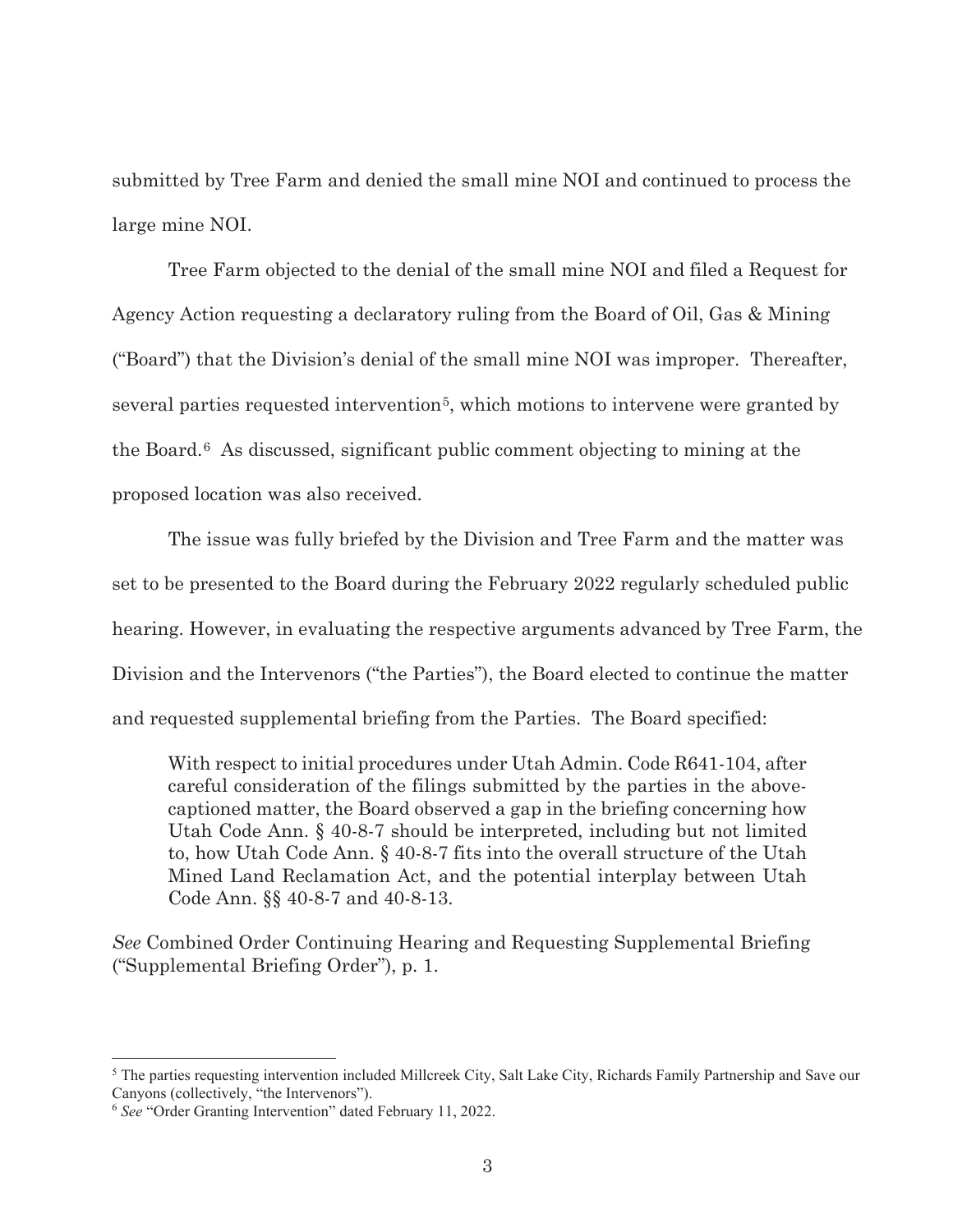submitted by Tree Farm and denied the small mine NOI and continued to process the large mine NOI.

Tree Farm objected to the denial of the small mine NOI and filed a Request for Agency Action requesting a declaratory ruling from the Board of Oil, Gas & Mining ("Board") that the Division's denial of the small mine NOI was improper. Thereafter, several parties requested intervention[5], which motions to intervene were granted by the Board.[6] As discussed, significant public comment objecting to mining at the proposed location was also received.

The issue was fully briefed by the Division and Tree Farm and the matter was set to be presented to the Board during the February 2022 regularly scheduled public hearing. However, in evaluating the respective arguments advanced by Tree Farm, the Division and the Intervenors ("the Parties"), the Board elected to continue the matter and requested supplemental briefing from the Parties. The Board specified:

> With respect to initial procedures under Utah Admin. Code R641-104, after careful consideration of the filings submitted by the parties in the above-captioned matter, the Board observed a gap in the briefing concerning how Utah Code Ann. § 40-8-7 should be interpreted, including but not limited to, how Utah Code Ann. § 40-8-7 fits into the overall structure of the Utah Mined Land Reclamation Act, and the potential interplay between Utah Code Ann. §§ 40-8-7 and 40-8-13.

*See* Combined Order Continuing Hearing and Requesting Supplemental Briefing ("Supplemental Briefing Order"), p. 1.

---

[5] The parties requesting intervention included Millcreek City, Salt Lake City, Richards Family Partnership and Save our Canyons (collectively, "the Intervenors").

[6] *See* "Order Granting Intervention" dated February 11, 2022.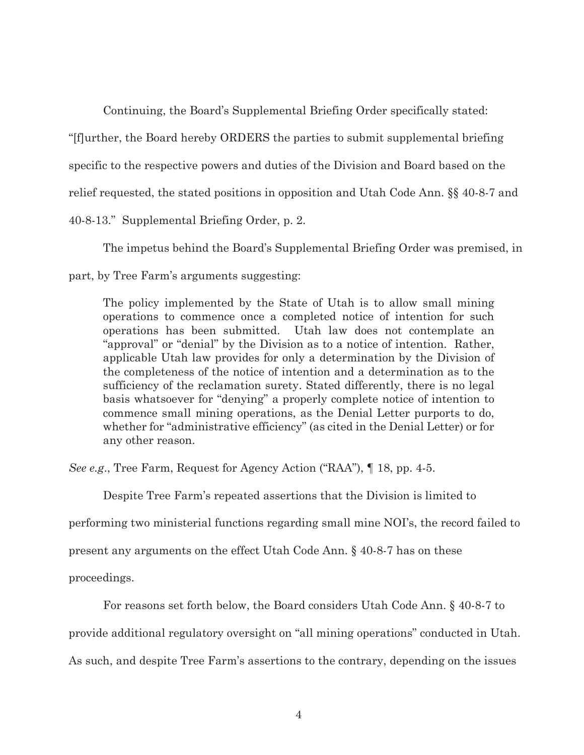Continuing, the Board's Supplemental Briefing Order specifically stated: "[f]urther, the Board hereby ORDERS the parties to submit supplemental briefing specific to the respective powers and duties of the Division and Board based on the relief requested, the stated positions in opposition and Utah Code Ann. §§ 40-8-7 and 40-8-13." Supplemental Briefing Order, p. 2.

The impetus behind the Board's Supplemental Briefing Order was premised, in part, by Tree Farm's arguments suggesting:

> The policy implemented by the State of Utah is to allow small mining operations to commence once a completed notice of intention for such operations has been submitted. Utah law does not contemplate an "approval" or "denial" by the Division as to a notice of intention. Rather, applicable Utah law provides for only a determination by the Division of the completeness of the notice of intention and a determination as to the sufficiency of the reclamation surety. Stated differently, there is no legal basis whatsoever for "denying" a properly complete notice of intention to commence small mining operations, as the Denial Letter purports to do, whether for "administrative efficiency" (as cited in the Denial Letter) or for any other reason.

*See e.g.*, Tree Farm, Request for Agency Action ("RAA"), ¶ 18, pp. 4-5.

Despite Tree Farm's repeated assertions that the Division is limited to performing two ministerial functions regarding small mine NOI's, the record failed to present any arguments on the effect Utah Code Ann. § 40-8-7 has on these proceedings.

For reasons set forth below, the Board considers Utah Code Ann. § 40-8-7 to provide additional regulatory oversight on "all mining operations" conducted in Utah. As such, and despite Tree Farm's assertions to the contrary, depending on the issues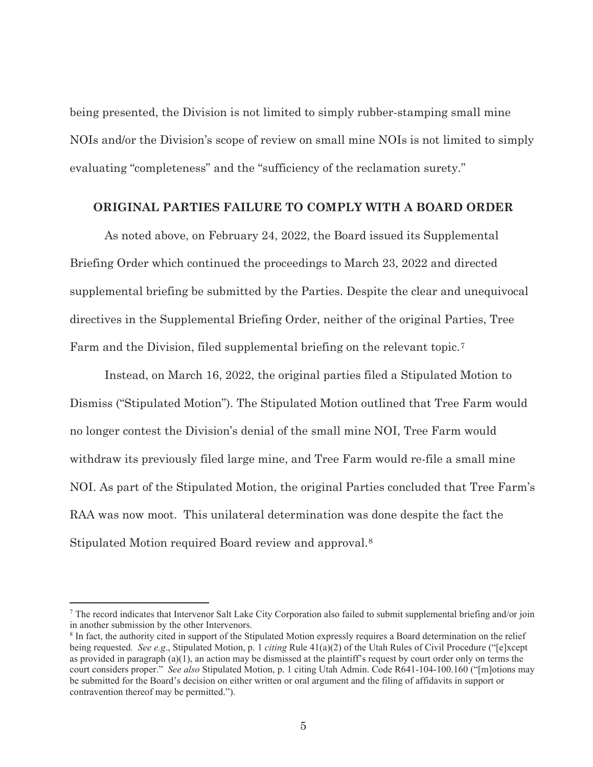being presented, the Division is not limited to simply rubber-stamping small mine NOIs and/or the Division's scope of review on small mine NOIs is not limited to simply evaluating "completeness" and the "sufficiency of the reclamation surety."

## ORIGINAL PARTIES FAILURE TO COMPLY WITH A BOARD ORDER

As noted above, on February 24, 2022, the Board issued its Supplemental Briefing Order which continued the proceedings to March 23, 2022 and directed supplemental briefing be submitted by the Parties. Despite the clear and unequivocal directives in the Supplemental Briefing Order, neither of the original Parties, Tree Farm and the Division, filed supplemental briefing on the relevant topic.[7]

Instead, on March 16, 2022, the original parties filed a Stipulated Motion to Dismiss ("Stipulated Motion"). The Stipulated Motion outlined that Tree Farm would no longer contest the Division's denial of the small mine NOI, Tree Farm would withdraw its previously filed large mine, and Tree Farm would re-file a small mine NOI. As part of the Stipulated Motion, the original Parties concluded that Tree Farm's RAA was now moot. This unilateral determination was done despite the fact the Stipulated Motion required Board review and approval.[8]

---

[7] The record indicates that Intervenor Salt Lake City Corporation also failed to submit supplemental briefing and/or join in another submission by the other Intervenors.

[8] In fact, the authority cited in support of the Stipulated Motion expressly requires a Board determination on the relief being requested. *See e.g*., Stipulated Motion, p. 1 *citing* Rule 41(a)(2) of the Utah Rules of Civil Procedure ("[e]xcept as provided in paragraph (a)(1), an action may be dismissed at the plaintiff's request by court order only on terms the court considers proper." *See also* Stipulated Motion, p. 1 citing Utah Admin. Code R641-104-100.160 ("[m]otions may be submitted for the Board's decision on either written or oral argument and the filing of affidavits in support or contravention thereof may be permitted.").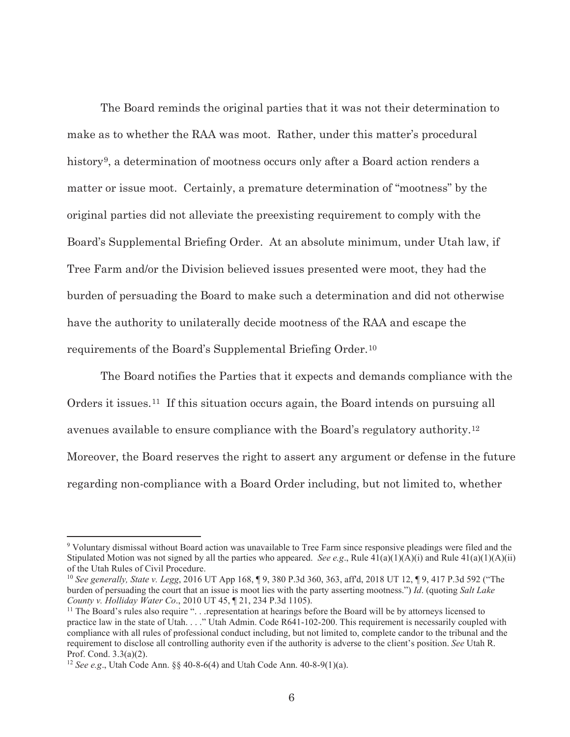The Board reminds the original parties that it was not their determination to make as to whether the RAA was moot. Rather, under this matter's procedural history[9], a determination of mootness occurs only after a Board action renders a matter or issue moot. Certainly, a premature determination of "mootness" by the original parties did not alleviate the preexisting requirement to comply with the Board's Supplemental Briefing Order. At an absolute minimum, under Utah law, if Tree Farm and/or the Division believed issues presented were moot, they had the burden of persuading the Board to make such a determination and did not otherwise have the authority to unilaterally decide mootness of the RAA and escape the requirements of the Board's Supplemental Briefing Order.[10]

The Board notifies the Parties that it expects and demands compliance with the Orders it issues.[11] If this situation occurs again, the Board intends on pursuing all avenues available to ensure compliance with the Board's regulatory authority.[12] Moreover, the Board reserves the right to assert any argument or defense in the future regarding non-compliance with a Board Order including, but not limited to, whether

---

[9] Voluntary dismissal without Board action was unavailable to Tree Farm since responsive pleadings were filed and the Stipulated Motion was not signed by all the parties who appeared. *See e.g*., Rule 41(a)(1)(A)(i) and Rule 41(a)(1)(A)(ii) of the Utah Rules of Civil Procedure.

[10] *See generally, State v. Legg*, 2016 UT App 168, ¶ 9, 380 P.3d 360, 363, aff'd, 2018 UT 12, ¶ 9, 417 P.3d 592 ("The burden of persuading the court that an issue is moot lies with the party asserting mootness.") *Id*. (quoting *Salt Lake County v. Holliday Water Co*., 2010 UT 45, ¶ 21, 234 P.3d 1105).

[11] The Board's rules also require ". . .representation at hearings before the Board will be by attorneys licensed to practice law in the state of Utah. . . ." Utah Admin. Code R641-102-200. This requirement is necessarily coupled with compliance with all rules of professional conduct including, but not limited to, complete candor to the tribunal and the requirement to disclose all controlling authority even if the authority is adverse to the client's position. *See* Utah R. Prof. Cond. 3.3(a)(2).

[12] *See e.g*., Utah Code Ann. §§ 40-8-6(4) and Utah Code Ann. 40-8-9(1)(a).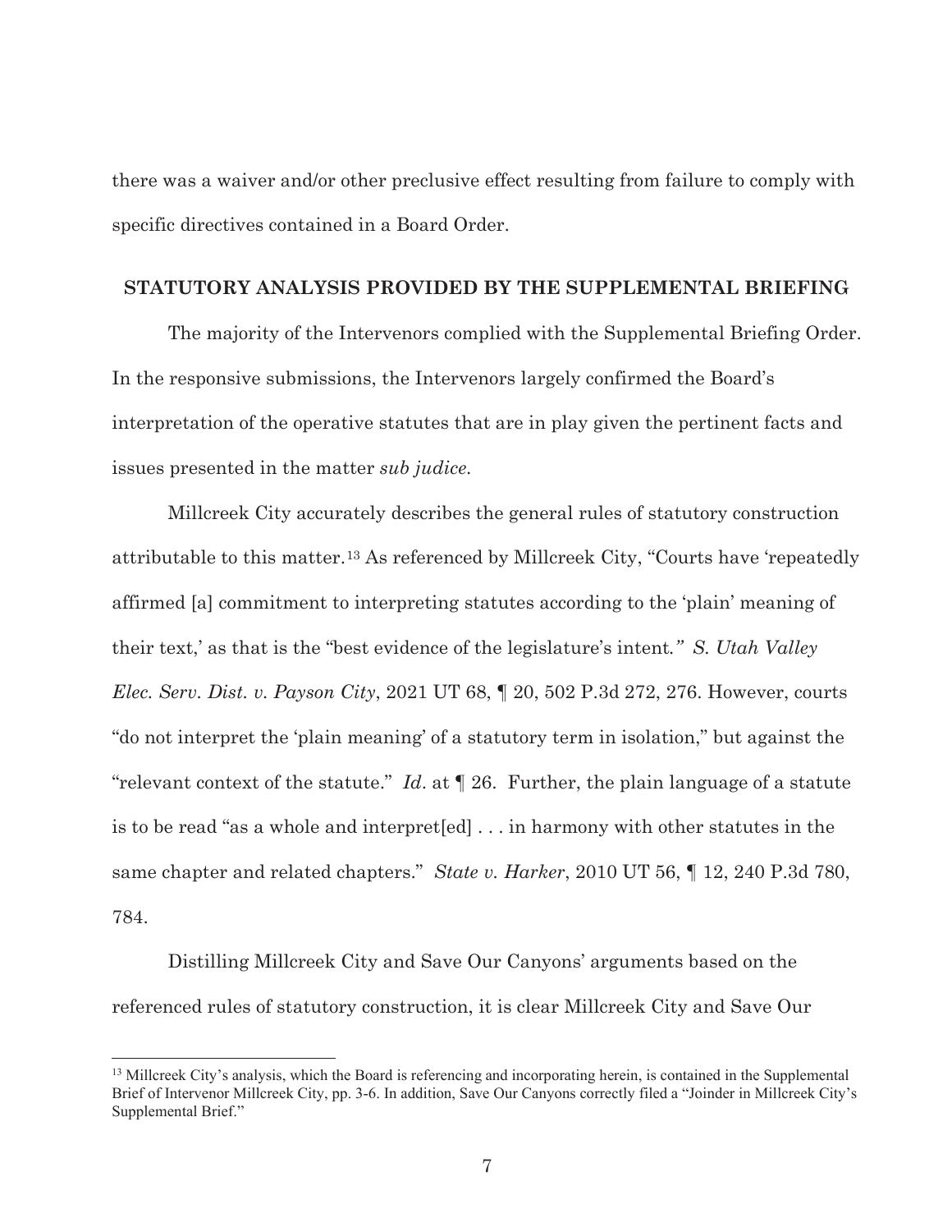there was a waiver and/or other preclusive effect resulting from failure to comply with specific directives contained in a Board Order.

## STATUTORY ANALYSIS PROVIDED BY THE SUPPLEMENTAL BRIEFING

The majority of the Intervenors complied with the Supplemental Briefing Order. In the responsive submissions, the Intervenors largely confirmed the Board's interpretation of the operative statutes that are in play given the pertinent facts and issues presented in the matter *sub judice*.

Millcreek City accurately describes the general rules of statutory construction attributable to this matter.[13] As referenced by Millcreek City, "Courts have 'repeatedly affirmed [a] commitment to interpreting statutes according to the 'plain' meaning of their text,' as that is the "best evidence of the legislature's intent*." S. Utah Valley Elec. Serv. Dist. v. Payson City*, 2021 UT 68, ¶ 20, 502 P.3d 272, 276. However, courts "do not interpret the 'plain meaning' of a statutory term in isolation," but against the "relevant context of the statute." *Id*. at ¶ 26. Further, the plain language of a statute is to be read "as a whole and interpret[ed] . . . in harmony with other statutes in the same chapter and related chapters." *State v. Harker*, 2010 UT 56, ¶ 12, 240 P.3d 780, 784.

Distilling Millcreek City and Save Our Canyons' arguments based on the referenced rules of statutory construction, it is clear Millcreek City and Save Our

---

[13] Millcreek City's analysis, which the Board is referencing and incorporating herein, is contained in the Supplemental Brief of Intervenor Millcreek City, pp. 3-6. In addition, Save Our Canyons correctly filed a "Joinder in Millcreek City's Supplemental Brief."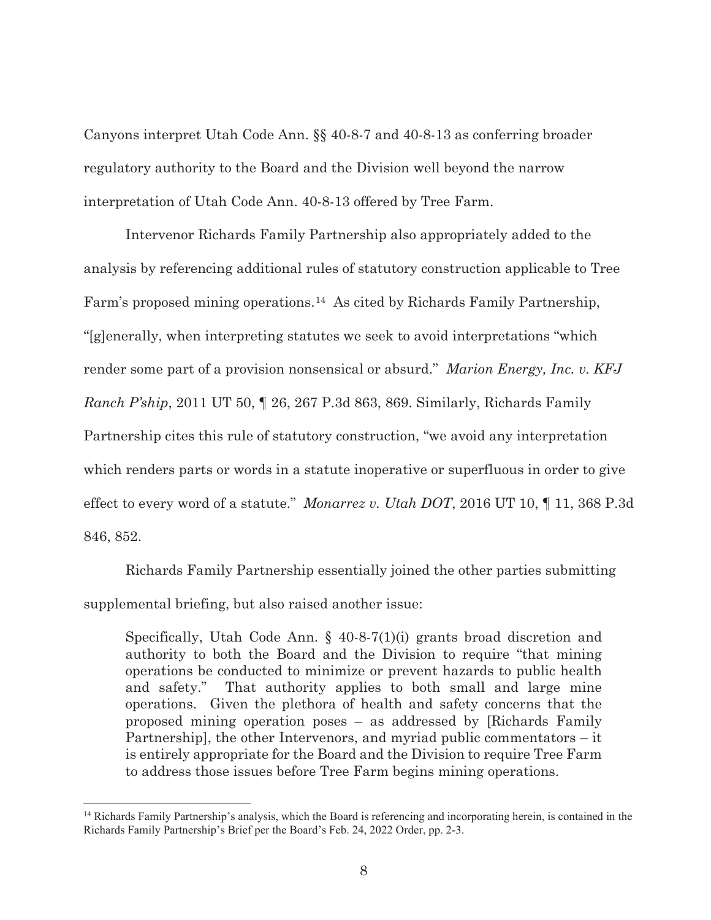Canyons interpret Utah Code Ann. §§ 40-8-7 and 40-8-13 as conferring broader regulatory authority to the Board and the Division well beyond the narrow interpretation of Utah Code Ann. 40-8-13 offered by Tree Farm.

Intervenor Richards Family Partnership also appropriately added to the analysis by referencing additional rules of statutory construction applicable to Tree Farm's proposed mining operations.[14] As cited by Richards Family Partnership, "[g]enerally, when interpreting statutes we seek to avoid interpretations "which render some part of a provision nonsensical or absurd." *Marion Energy, Inc. v. KFJ Ranch P'ship*, 2011 UT 50, ¶ 26, 267 P.3d 863, 869. Similarly, Richards Family Partnership cites this rule of statutory construction, "we avoid any interpretation which renders parts or words in a statute inoperative or superfluous in order to give effect to every word of a statute." *Monarrez v. Utah DOT*, 2016 UT 10, ¶ 11, 368 P.3d 846, 852.

Richards Family Partnership essentially joined the other parties submitting supplemental briefing, but also raised another issue:

> Specifically, Utah Code Ann. § 40-8-7(1)(i) grants broad discretion and authority to both the Board and the Division to require "that mining operations be conducted to minimize or prevent hazards to public health and safety." That authority applies to both small and large mine operations. Given the plethora of health and safety concerns that the proposed mining operation poses – as addressed by [Richards Family Partnership], the other Intervenors, and myriad public commentators – it is entirely appropriate for the Board and the Division to require Tree Farm to address those issues before Tree Farm begins mining operations.

[14] Richards Family Partnership's analysis, which the Board is referencing and incorporating herein, is contained in the Richards Family Partnership's Brief per the Board's Feb. 24, 2022 Order, pp. 2-3.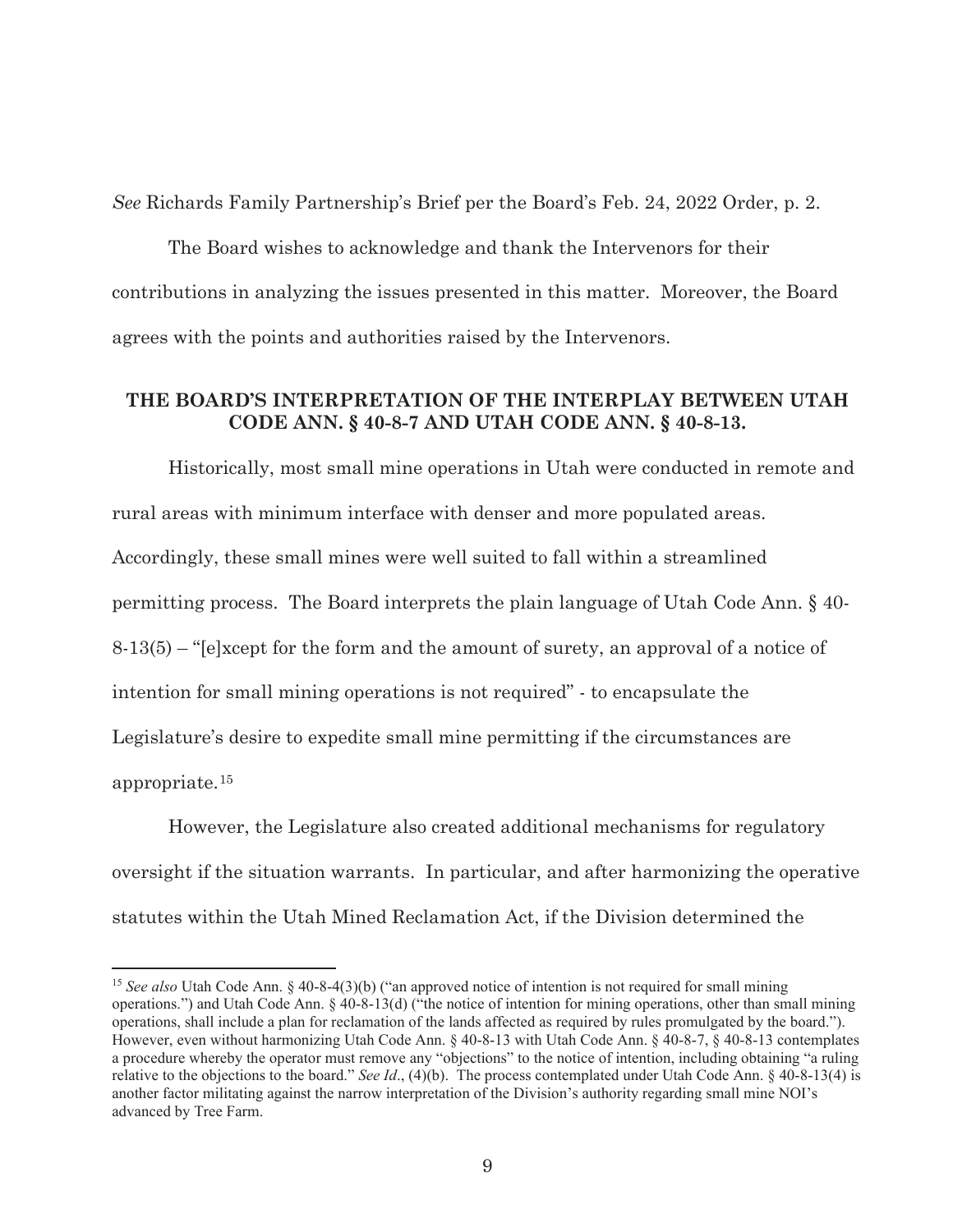*See* Richards Family Partnership's Brief per the Board's Feb. 24, 2022 Order, p. 2.

The Board wishes to acknowledge and thank the Intervenors for their contributions in analyzing the issues presented in this matter. Moreover, the Board agrees with the points and authorities raised by the Intervenors.

**THE BOARD'S INTERPRETATION OF THE INTERPLAY BETWEEN UTAH CODE ANN. § 40-8-7 AND UTAH CODE ANN. § 40-8-13.**

Historically, most small mine operations in Utah were conducted in remote and rural areas with minimum interface with denser and more populated areas. Accordingly, these small mines were well suited to fall within a streamlined permitting process. The Board interprets the plain language of Utah Code Ann. § 40-8-13(5) – "[e]xcept for the form and the amount of surety, an approval of a notice of intention for small mining operations is not required" - to encapsulate the Legislature's desire to expedite small mine permitting if the circumstances are appropriate.[15]

However, the Legislature also created additional mechanisms for regulatory oversight if the situation warrants. In particular, and after harmonizing the operative statutes within the Utah Mined Reclamation Act, if the Division determined the

---

[15] *See also* Utah Code Ann. § 40-8-4(3)(b) ("an approved notice of intention is not required for small mining operations.") and Utah Code Ann. § 40-8-13(d) ("the notice of intention for mining operations, other than small mining operations, shall include a plan for reclamation of the lands affected as required by rules promulgated by the board."). However, even without harmonizing Utah Code Ann. § 40-8-13 with Utah Code Ann. § 40-8-7, § 40-8-13 contemplates a procedure whereby the operator must remove any "objections" to the notice of intention, including obtaining "a ruling relative to the objections to the board." *See Id*., (4)(b). The process contemplated under Utah Code Ann. § 40-8-13(4) is another factor militating against the narrow interpretation of the Division's authority regarding small mine NOI's advanced by Tree Farm.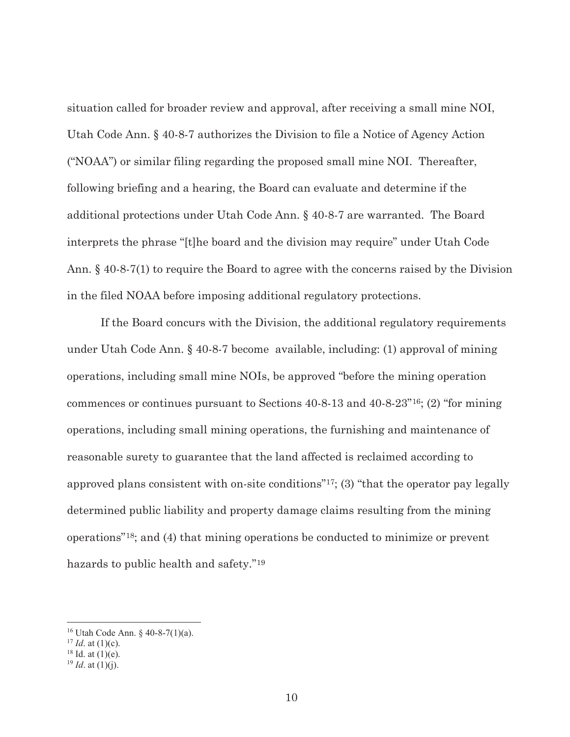situation called for broader review and approval, after receiving a small mine NOI, Utah Code Ann. § 40-8-7 authorizes the Division to file a Notice of Agency Action ("NOAA") or similar filing regarding the proposed small mine NOI. Thereafter, following briefing and a hearing, the Board can evaluate and determine if the additional protections under Utah Code Ann. § 40-8-7 are warranted. The Board interprets the phrase "[t]he board and the division may require" under Utah Code Ann. § 40-8-7(1) to require the Board to agree with the concerns raised by the Division in the filed NOAA before imposing additional regulatory protections.

If the Board concurs with the Division, the additional regulatory requirements under Utah Code Ann. § 40-8-7 become available, including: (1) approval of mining operations, including small mine NOIs, be approved "before the mining operation commences or continues pursuant to Sections 40-8-13 and 40-8-23"[16]; (2) "for mining operations, including small mining operations, the furnishing and maintenance of reasonable surety to guarantee that the land affected is reclaimed according to approved plans consistent with on-site conditions"[17]; (3) "that the operator pay legally determined public liability and property damage claims resulting from the mining operations"[18]; and (4) that mining operations be conducted to minimize or prevent hazards to public health and safety."[19]

---

[16] Utah Code Ann. § 40-8-7(1)(a).

[17] *Id*. at (1)(c).

[18] Id. at (1)(e).

[19] *Id*. at (1)(j).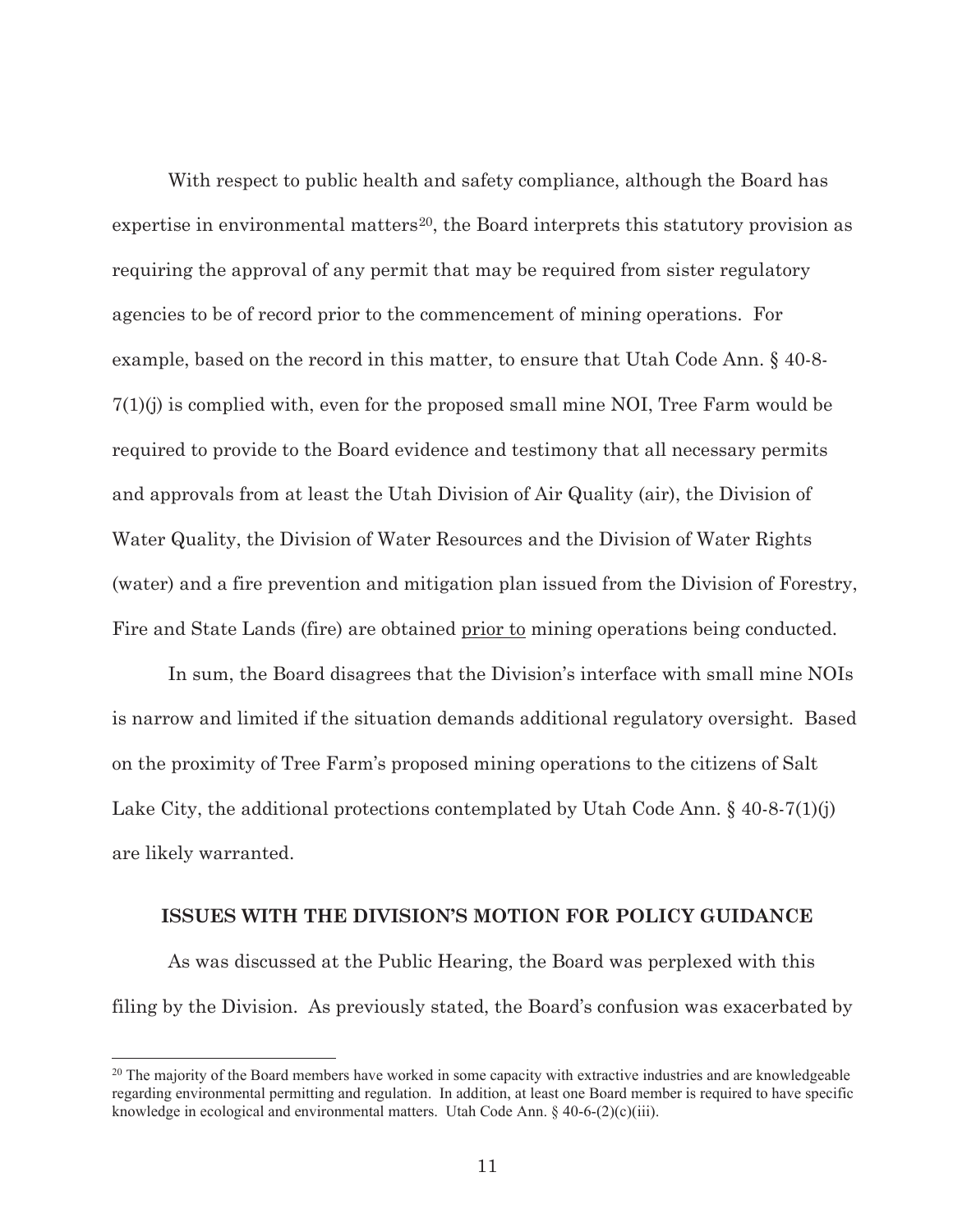With respect to public health and safety compliance, although the Board has expertise in environmental matters[20], the Board interprets this statutory provision as requiring the approval of any permit that may be required from sister regulatory agencies to be of record prior to the commencement of mining operations. For example, based on the record in this matter, to ensure that Utah Code Ann. § 40-8-7(1)(j) is complied with, even for the proposed small mine NOI, Tree Farm would be required to provide to the Board evidence and testimony that all necessary permits and approvals from at least the Utah Division of Air Quality (air), the Division of Water Quality, the Division of Water Resources and the Division of Water Rights (water) and a fire prevention and mitigation plan issued from the Division of Forestry, Fire and State Lands (fire) are obtained <u>prior to</u> mining operations being conducted.

In sum, the Board disagrees that the Division's interface with small mine NOIs is narrow and limited if the situation demands additional regulatory oversight. Based on the proximity of Tree Farm's proposed mining operations to the citizens of Salt Lake City, the additional protections contemplated by Utah Code Ann. § 40-8-7(1)(j) are likely warranted.

**ISSUES WITH THE DIVISION'S MOTION FOR POLICY GUIDANCE**

As was discussed at the Public Hearing, the Board was perplexed with this filing by the Division. As previously stated, the Board's confusion was exacerbated by

[20] The majority of the Board members have worked in some capacity with extractive industries and are knowledgeable regarding environmental permitting and regulation. In addition, at least one Board member is required to have specific knowledge in ecological and environmental matters. Utah Code Ann. § 40-6-(2)(c)(iii).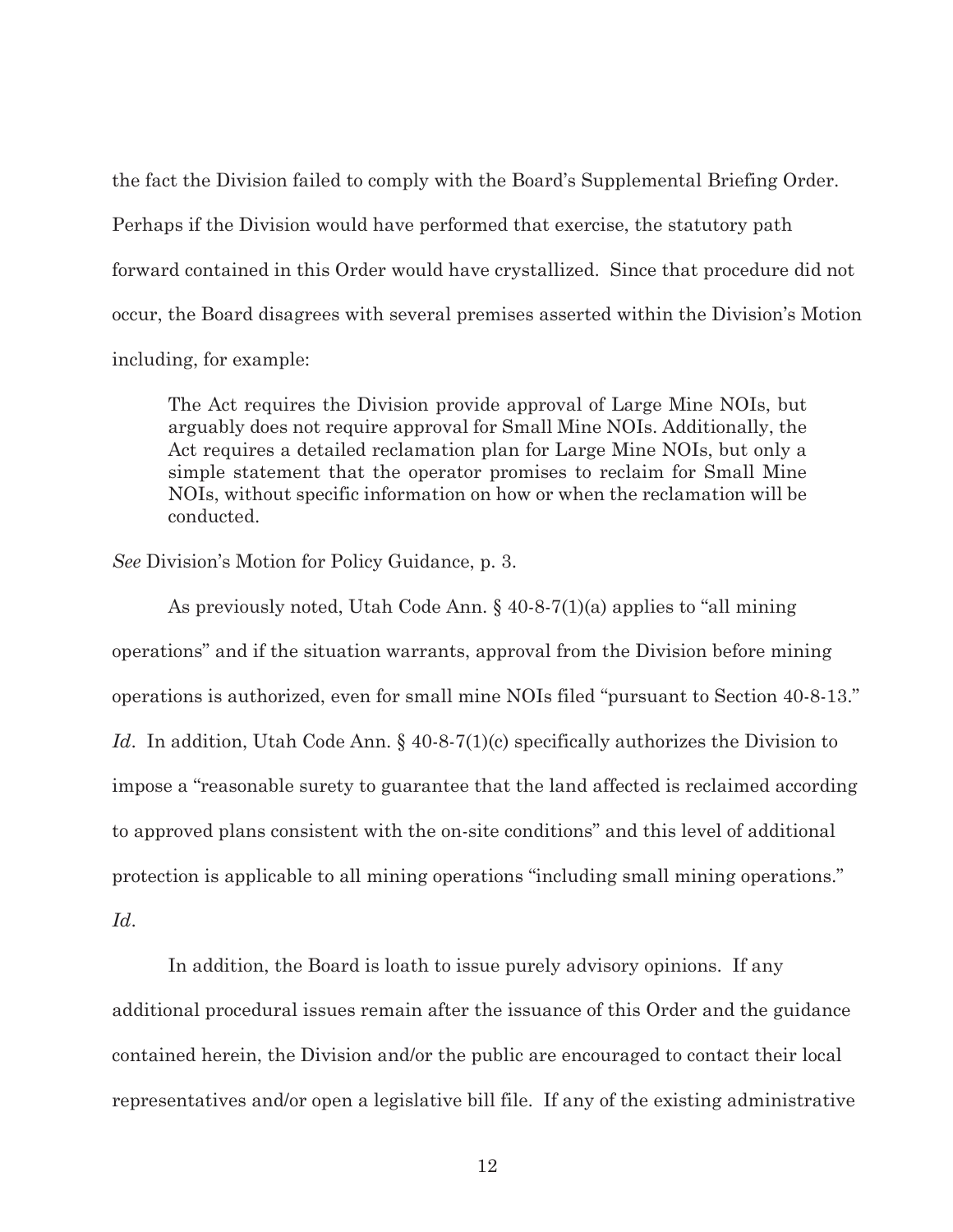the fact the Division failed to comply with the Board's Supplemental Briefing Order. Perhaps if the Division would have performed that exercise, the statutory path forward contained in this Order would have crystallized. Since that procedure did not occur, the Board disagrees with several premises asserted within the Division's Motion including, for example:

> The Act requires the Division provide approval of Large Mine NOIs, but arguably does not require approval for Small Mine NOIs. Additionally, the Act requires a detailed reclamation plan for Large Mine NOIs, but only a simple statement that the operator promises to reclaim for Small Mine NOIs, without specific information on how or when the reclamation will be conducted.

*See* Division's Motion for Policy Guidance, p. 3.

As previously noted, Utah Code Ann. § 40-8-7(1)(a) applies to "all mining operations" and if the situation warrants, approval from the Division before mining operations is authorized, even for small mine NOIs filed "pursuant to Section 40-8-13." *Id*. In addition, Utah Code Ann. § 40-8-7(1)(c) specifically authorizes the Division to impose a "reasonable surety to guarantee that the land affected is reclaimed according to approved plans consistent with the on-site conditions" and this level of additional protection is applicable to all mining operations "including small mining operations." *Id*.

In addition, the Board is loath to issue purely advisory opinions. If any additional procedural issues remain after the issuance of this Order and the guidance contained herein, the Division and/or the public are encouraged to contact their local representatives and/or open a legislative bill file. If any of the existing administrative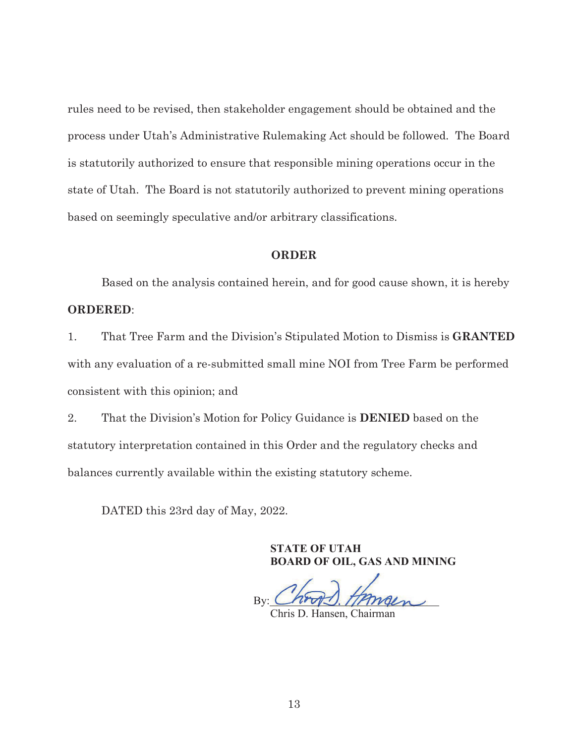rules need to be revised, then stakeholder engagement should be obtained and the process under Utah's Administrative Rulemaking Act should be followed. The Board is statutorily authorized to ensure that responsible mining operations occur in the state of Utah. The Board is not statutorily authorized to prevent mining operations based on seemingly speculative and/or arbitrary classifications.

## ORDER

Based on the analysis contained herein, and for good cause shown, it is hereby **ORDERED**:

1. That Tree Farm and the Division's Stipulated Motion to Dismiss is **GRANTED** with any evaluation of a re-submitted small mine NOI from Tree Farm be performed consistent with this opinion; and

2. That the Division's Motion for Policy Guidance is **DENIED** based on the statutory interpretation contained in this Order and the regulatory checks and balances currently available within the existing statutory scheme.

DATED this 23rd day of May, 2022.

**STATE OF UTAH**
**BOARD OF OIL, GAS AND MINING**

By: ___________________________
Chris D. Hansen, Chairman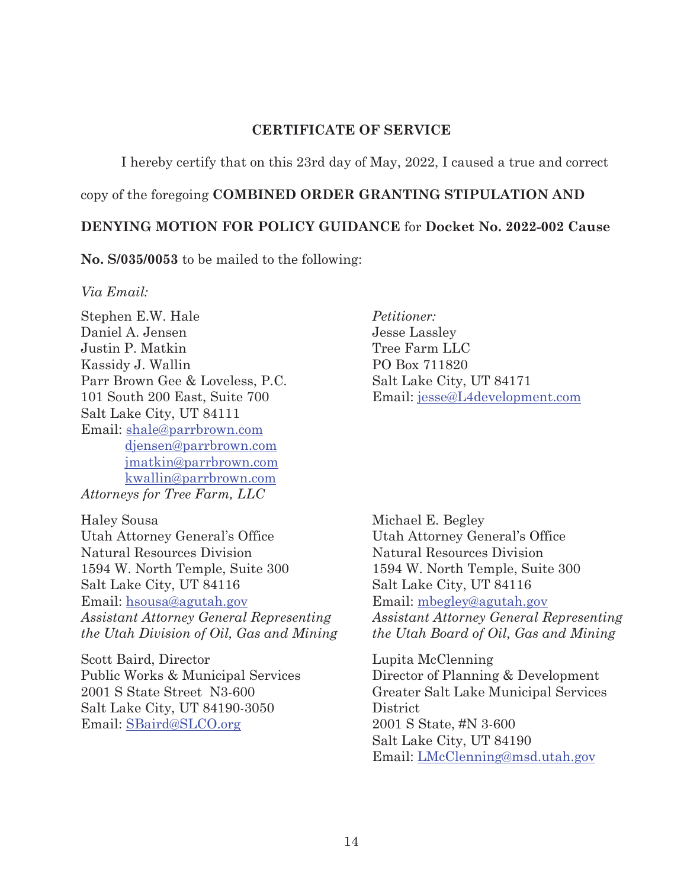## CERTIFICATE OF SERVICE

I hereby certify that on this 23rd day of May, 2022, I caused a true and correct copy of the foregoing **COMBINED ORDER GRANTING STIPULATION AND DENYING MOTION FOR POLICY GUIDANCE** for **Docket No. 2022-002 Cause No. S/035/0053** to be mailed to the following:

*Via Email:*

Stephen E.W. Hale
Daniel A. Jensen
Justin P. Matkin
Kassidy J. Wallin
Parr Brown Gee & Loveless, P.C.
101 South 200 East, Suite 700
Salt Lake City, UT 84111
Email: shale@parrbrown.com
djensen@parrbrown.com
jmatkin@parrbrown.com
kwallin@parrbrown.com
*Attorneys for Tree Farm, LLC*

*Petitioner:*
Jesse Lassley
Tree Farm LLC
PO Box 711820
Salt Lake City, UT 84171
Email: jesse@L4development.com

Haley Sousa
Utah Attorney General's Office
Natural Resources Division
1594 W. North Temple, Suite 300
Salt Lake City, UT 84116
Email: hsousa@agutah.gov
*Assistant Attorney General Representing the Utah Division of Oil, Gas and Mining*

Michael E. Begley
Utah Attorney General's Office
Natural Resources Division
1594 W. North Temple, Suite 300
Salt Lake City, UT 84116
Email: mbegley@agutah.gov
*Assistant Attorney General Representing the Utah Board of Oil, Gas and Mining*

Scott Baird, Director
Public Works & Municipal Services
2001 S State Street N3-600
Salt Lake City, UT 84190-3050
Email: SBaird@SLCO.org

Lupita McClenning
Director of Planning & Development
Greater Salt Lake Municipal Services District
2001 S State, #N 3-600
Salt Lake City, UT 84190
Email: LMcClenning@msd.utah.gov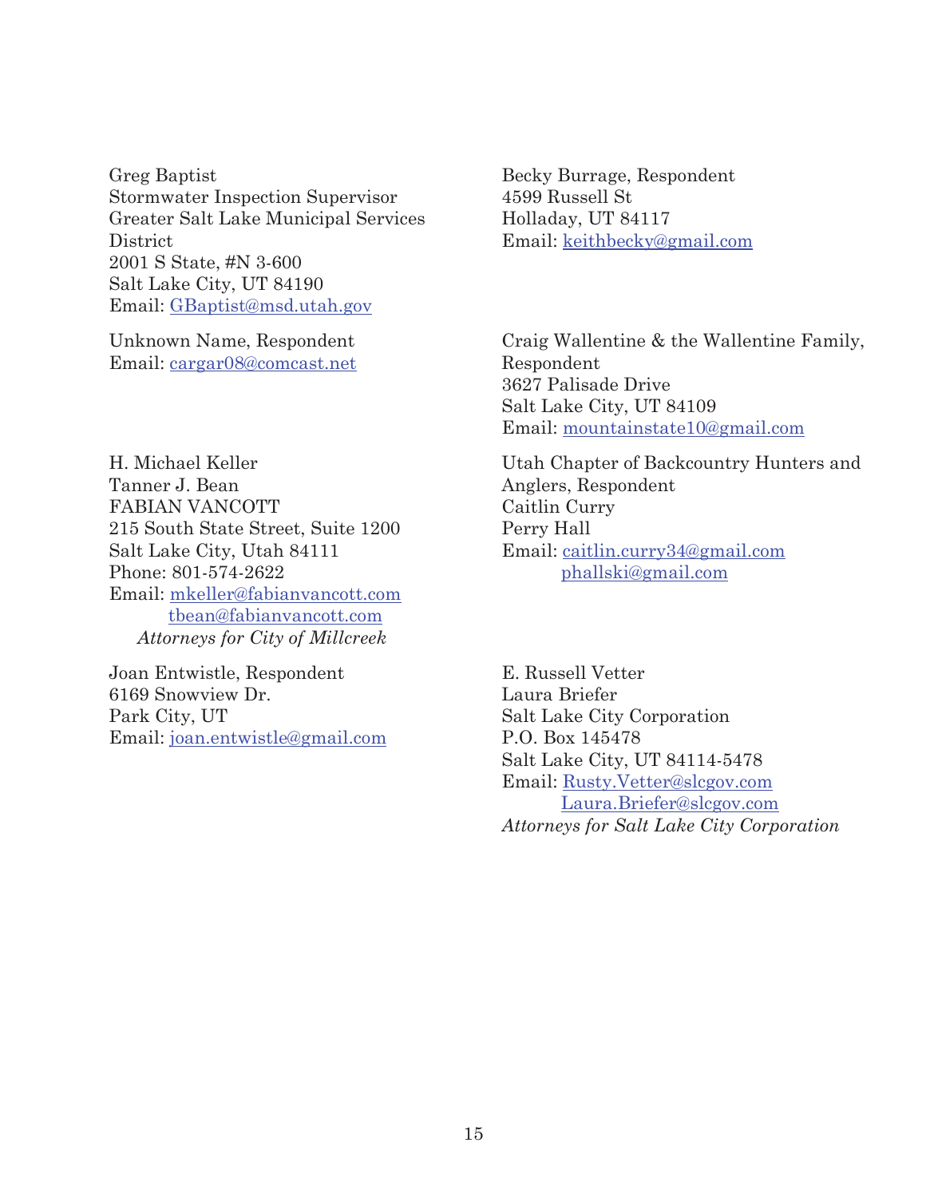Greg Baptist
Stormwater Inspection Supervisor
Greater Salt Lake Municipal Services District
2001 S State, #N 3-600
Salt Lake City, UT 84190
Email: GBaptist@msd.utah.gov

Becky Burrage, Respondent
4599 Russell St
Holladay, UT 84117
Email: keithbecky@gmail.com

Unknown Name, Respondent
Email: cargar08@comcast.net

Craig Wallentine & the Wallentine Family, Respondent
3627 Palisade Drive
Salt Lake City, UT 84109
Email: mountainstate10@gmail.com

H. Michael Keller
Tanner J. Bean
FABIAN VANCOTT
215 South State Street, Suite 1200
Salt Lake City, Utah 84111
Phone: 801-574-2622
Email: mkeller@fabianvancott.com
tbean@fabianvancott.com
*Attorneys for City of Millcreek*

Utah Chapter of Backcountry Hunters and Anglers, Respondent
Caitlin Curry
Perry Hall
Email: caitlin.curry34@gmail.com
phallski@gmail.com

Joan Entwistle, Respondent
6169 Snowview Dr.
Park City, UT
Email: joan.entwistle@gmail.com

E. Russell Vetter
Laura Briefer
Salt Lake City Corporation
P.O. Box 145478
Salt Lake City, UT 84114-5478
Email: Rusty.Vetter@slcgov.com
Laura.Briefer@slcgov.com
*Attorneys for Salt Lake City Corporation*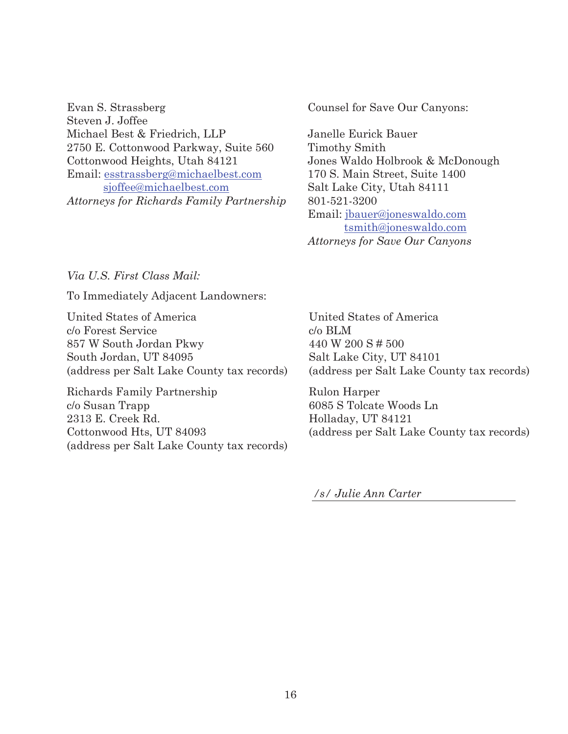Evan S. Strassberg
Steven J. Joffee
Michael Best & Friedrich, LLP
2750 E. Cottonwood Parkway, Suite 560
Cottonwood Heights, Utah 84121
Email: esstrassberg@michaelbest.com
sjoffee@michaelbest.com
*Attorneys for Richards Family Partnership*

Counsel for Save Our Canyons:

Janelle Eurick Bauer
Timothy Smith
Jones Waldo Holbrook & McDonough
170 S. Main Street, Suite 1400
Salt Lake City, Utah 84111
801-521-3200
Email: jbauer@joneswaldo.com
tsmith@joneswaldo.com
*Attorneys for Save Our Canyons*

*Via U.S. First Class Mail:*

To Immediately Adjacent Landowners:

United States of America
c/o Forest Service
857 W South Jordan Pkwy
South Jordan, UT 84095
(address per Salt Lake County tax records)

United States of America
c/o BLM
440 W 200 S # 500
Salt Lake City, UT 84101
(address per Salt Lake County tax records)

Richards Family Partnership
c/o Susan Trapp
2313 E. Creek Rd.
Cottonwood Hts, UT 84093
(address per Salt Lake County tax records)

Rulon Harper
6085 S Tolcate Woods Ln
Holladay, UT 84121
(address per Salt Lake County tax records)

*/s/ Julie Ann Carter*